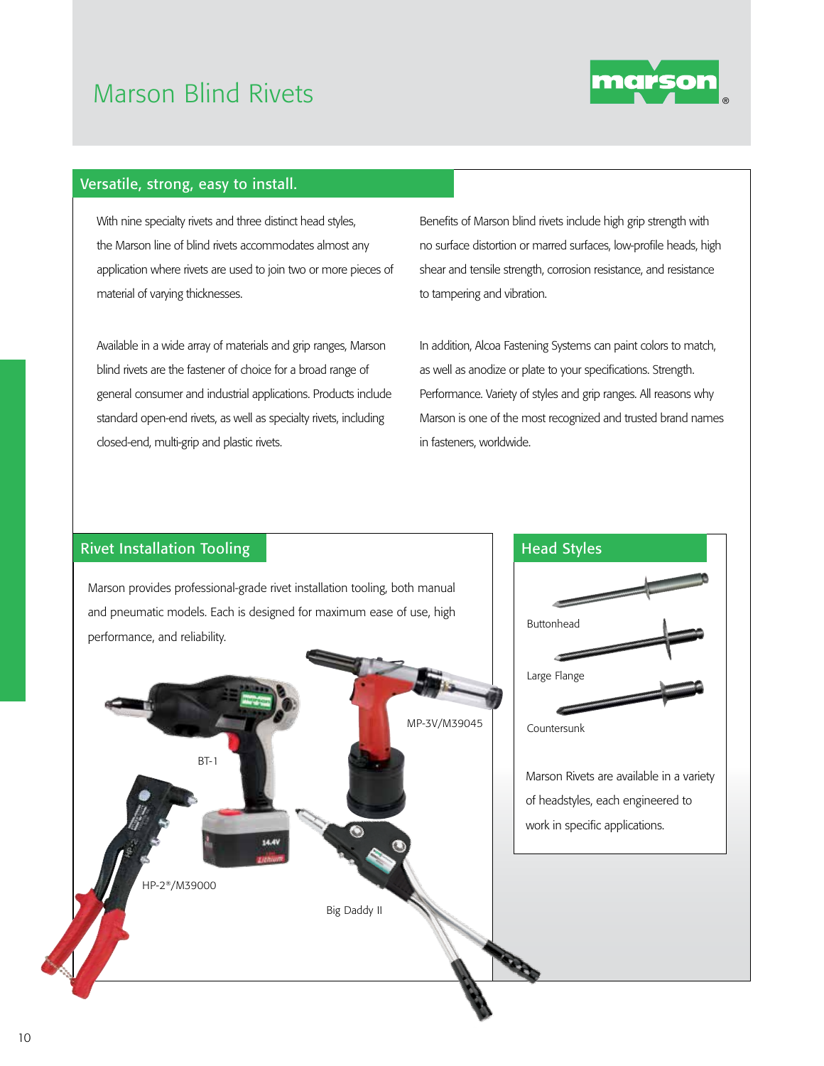# Marson Blind Rivets

## Versatile, strong, easy to install.

With nine specialty rivets and three distinct head styles, the Marson line of blind rivets accommodates almost any application where rivets are used to join two or more pieces of material of varying thicknesses.

Available in a wide array of materials and grip ranges, Marson blind rivets are the fastener of choice for a broad range of general consumer and industrial applications. Products include standard open-end rivets, as well as specialty rivets, including closed-end, multi-grip and plastic rivets.

Benefits of Marson blind rivets include high grip strength with no surface distortion or marred surfaces, low-profile heads, high shear and tensile strength, corrosion resistance, and resistance to tampering and vibration.

In addition, Alcoa Fastening Systems can paint colors to match, as well as anodize or plate to your specifications. Strength. Performance. Variety of styles and grip ranges. All reasons why Marson is one of the most recognized and trusted brand names in fasteners, worldwide.

## Rivet Installation Tooling

Marson provides professional-grade rivet installation tooling, both manual and pneumatic models. Each is designed for maximum ease of use, high performance, and reliability.

BT-1

MP-3V/M39045

HP-2®/M39000

Big Daddy II

## Head Styles

Buttonhead

Large Flange

Countersunk

Marson Rivets are available in a variety of headstyles, each engineered to work in specific applications.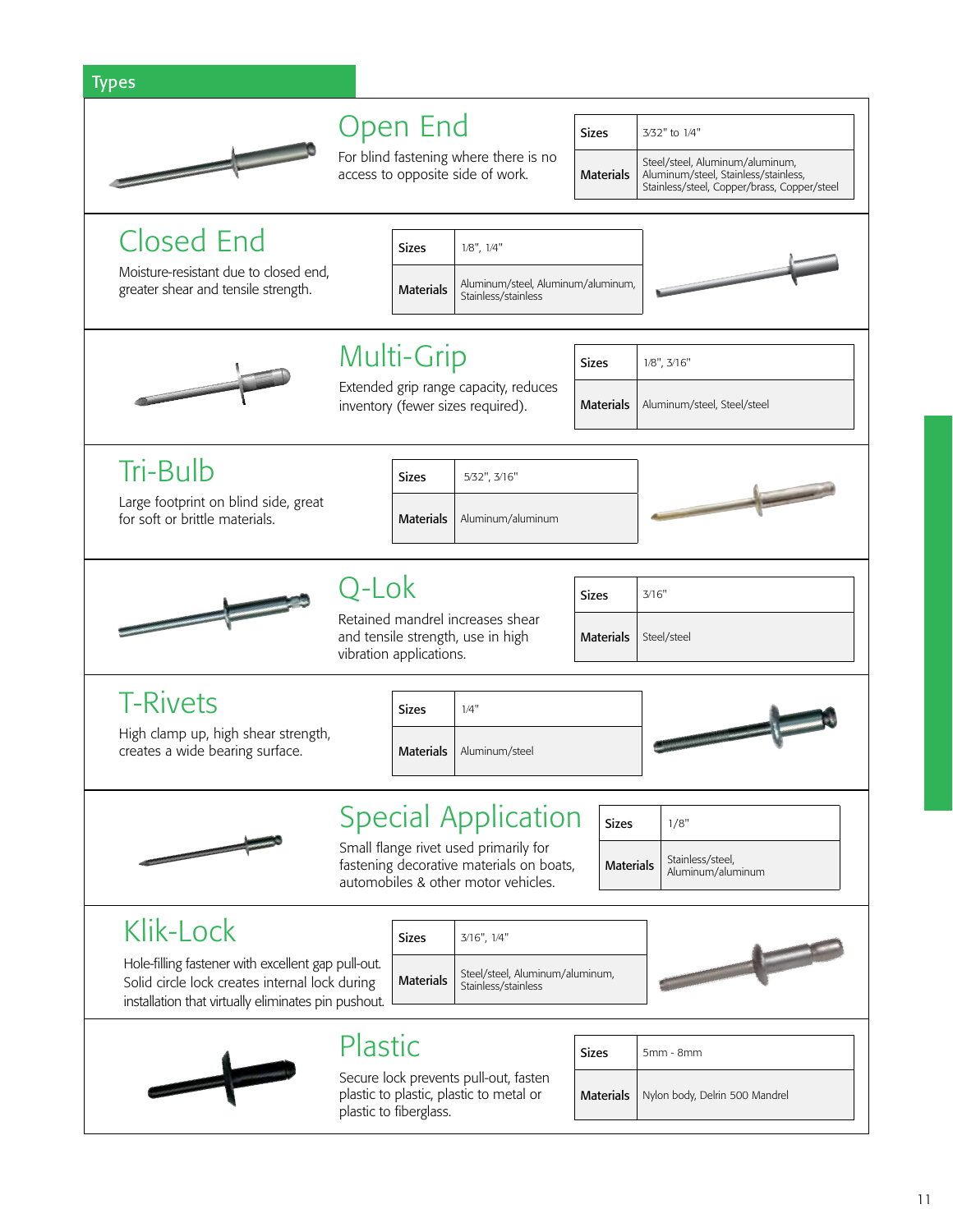## Types

### Open End

For blind fastening where there is no access to opposite side of work.

| | |
|---|---|
| Sizes | 3⁄32" to 1⁄4" |
| Materials | Steel/steel, Aluminum/aluminum, Aluminum/steel, Stainless/stainless, Stainless/steel, Copper/brass, Copper/steel |

### Closed End

Moisture-resistant due to closed end, greater shear and tensile strength.

| | |
|---|---|
| Sizes | 1⁄8", 1⁄4" |
| Materials | Aluminum/steel, Aluminum/aluminum, Stainless/stainless |

### Multi-Grip

Extended grip range capacity, reduces inventory (fewer sizes required).

| | |
|---|---|
| Sizes | 1⁄8", 3⁄16" |
| Materials | Aluminum/steel, Steel/steel |

### Tri-Bulb

Large footprint on blind side, great for soft or brittle materials.

| | |
|---|---|
| Sizes | 5⁄32", 3⁄16" |
| Materials | Aluminum/aluminum |

### Q-Lok

Retained mandrel increases shear and tensile strength, use in high vibration applications.

| | |
|---|---|
| Sizes | 3⁄16" |
| Materials | Steel/steel |

### T-Rivets

High clamp up, high shear strength, creates a wide bearing surface.

| | |
|---|---|
| Sizes | 1⁄4" |
| Materials | Aluminum/steel |

### Special Application

Small flange rivet used primarily for fastening decorative materials on boats, automobiles & other motor vehicles.

| | |
|---|---|
| Sizes | 1/8" |
| Materials | Stainless/steel, Aluminum/aluminum |

### Klik-Lock

Hole-filling fastener with excellent gap pull-out. Solid circle lock creates internal lock during installation that virtually eliminates pin pushout.

| | |
|---|---|
| Sizes | 3⁄16", 1⁄4" |
| Materials | Steel/steel, Aluminum/aluminum, Stainless/stainless |

### Plastic

Secure lock prevents pull-out, fasten plastic to plastic, plastic to metal or plastic to fiberglass.

| | |
|---|---|
| Sizes | 5mm - 8mm |
| Materials | Nylon body, Delrin 500 Mandrel |